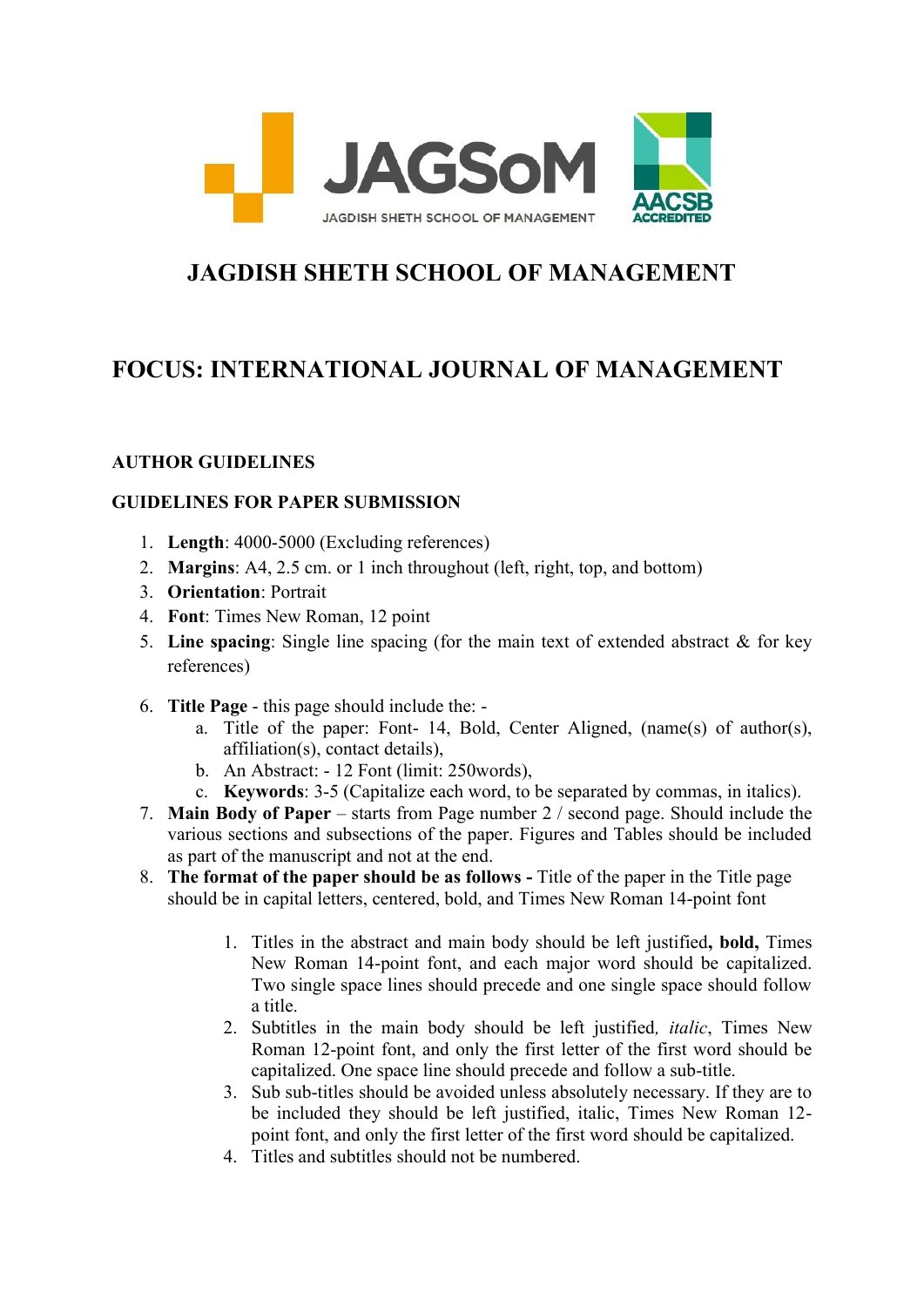# JAGDISH SHETH SCHOOL OF MANAGEMENT

# FOCUS: INTERNATIONAL JOURNAL OF MANAGEMENT

## AUTHOR GUIDELINES

## GUIDELINES FOR PAPER SUBMISSION

1. **Length**: 4000-5000 (Excluding references)
2. **Margins**: A4, 2.5 cm. or 1 inch throughout (left, right, top, and bottom)
3. **Orientation**: Portrait
4. **Font**: Times New Roman, 12 point
5. **Line spacing**: Single line spacing (for the main text of extended abstract & for key references)
6. **Title Page** - this page should include the: -
   a. Title of the paper: Font- 14, Bold, Center Aligned, (name(s) of author(s), affiliation(s), contact details),
   b. An Abstract: - 12 Font (limit: 250words),
   c. **Keywords**: 3-5 (Capitalize each word, to be separated by commas, in italics).
7. **Main Body of Paper** – starts from Page number 2 / second page. Should include the various sections and subsections of the paper. Figures and Tables should be included as part of the manuscript and not at the end.
8. **The format of the paper should be as follows -** Title of the paper in the Title page should be in capital letters, centered, bold, and Times New Roman 14-point font

   1. Titles in the abstract and main body should be left justified**, bold,** Times New Roman 14-point font, and each major word should be capitalized. Two single space lines should precede and one single space should follow a title.
   2. Subtitles in the main body should be left justified*, italic*, Times New Roman 12-point font, and only the first letter of the first word should be capitalized. One space line should precede and follow a sub-title.
   3. Sub sub-titles should be avoided unless absolutely necessary. If they are to be included they should be left justified, italic, Times New Roman 12-point font, and only the first letter of the first word should be capitalized.
   4. Titles and subtitles should not be numbered.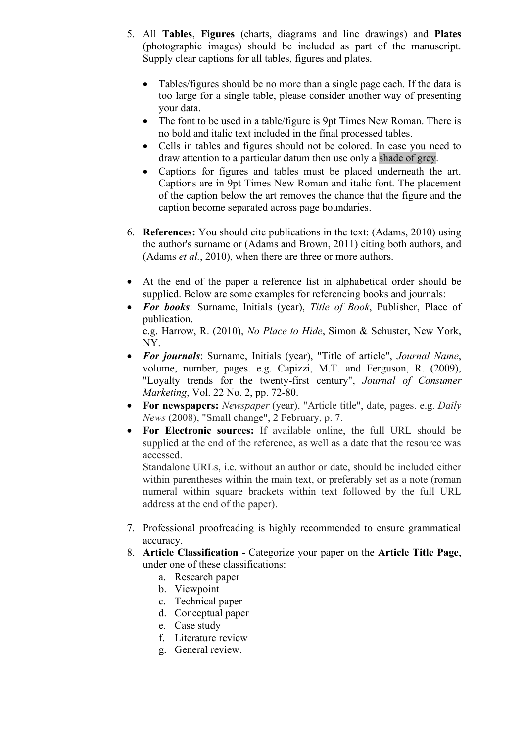5. All **Tables**, **Figures** (charts, diagrams and line drawings) and **Plates** (photographic images) should be included as part of the manuscript. Supply clear captions for all tables, figures and plates.

    - Tables/figures should be no more than a single page each. If the data is too large for a single table, please consider another way of presenting your data.
    - The font to be used in a table/figure is 9pt Times New Roman. There is no bold and italic text included in the final processed tables.
    - Cells in tables and figures should not be colored. In case you need to draw attention to a particular datum then use only a shade of grey.
    - Captions for figures and tables must be placed underneath the art. Captions are in 9pt Times New Roman and italic font. The placement of the caption below the art removes the chance that the figure and the caption become separated across page boundaries.

6. **References:** You should cite publications in the text: (Adams, 2010) using the author's surname or (Adams and Brown, 2011) citing both authors, and (Adams *et al.*, 2010), when there are three or more authors.

- At the end of the paper a reference list in alphabetical order should be supplied. Below are some examples for referencing books and journals:
- ***For books***: Surname, Initials (year), *Title of Book*, Publisher, Place of publication.
  e.g. Harrow, R. (2010), *No Place to Hide*, Simon & Schuster, New York, NY.
- ***For journals***: Surname, Initials (year), "Title of article", *Journal Name*, volume, number, pages. e.g. Capizzi, M.T. and Ferguson, R. (2009), "Loyalty trends for the twenty-first century", *Journal of Consumer Marketing*, Vol. 22 No. 2, pp. 72-80.
- **For newspapers:** *Newspaper* (year), "Article title", date, pages. e.g. *Daily News* (2008), "Small change", 2 February, p. 7.
- **For Electronic sources:** If available online, the full URL should be supplied at the end of the reference, as well as a date that the resource was accessed.
  Standalone URLs, i.e. without an author or date, should be included either within parentheses within the main text, or preferably set as a note (roman numeral within square brackets within text followed by the full URL address at the end of the paper).

7. Professional proofreading is highly recommended to ensure grammatical accuracy.
8. **Article Classification -** Categorize your paper on the **Article Title Page**, under one of these classifications:
    a. Research paper
    b. Viewpoint
    c. Technical paper
    d. Conceptual paper
    e. Case study
    f. Literature review
    g. General review.